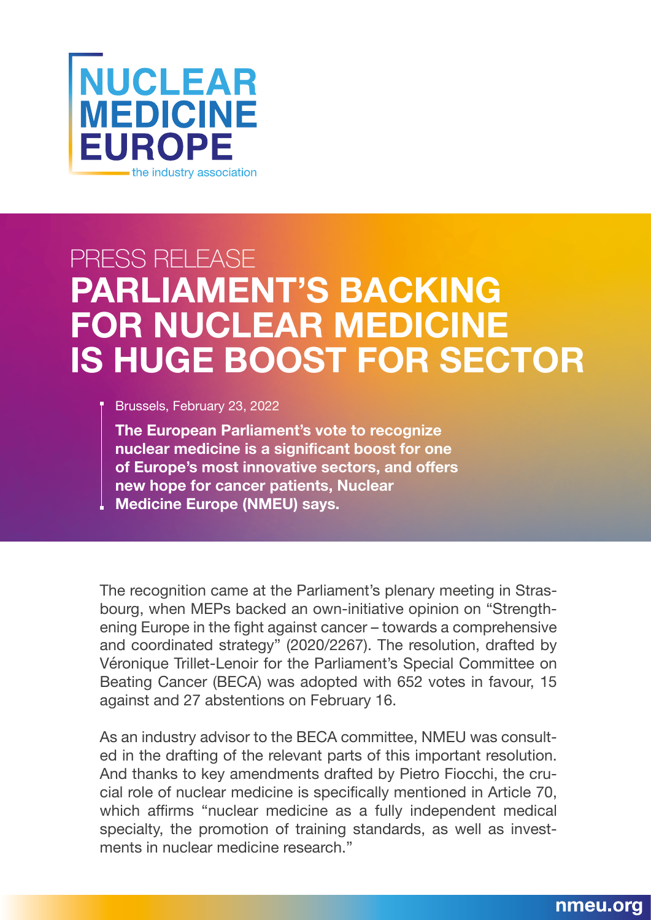NUCLEAR MEDICINE EUROPE

the industry association

PRESS RELEASE

# PARLIAMENT'S BACKING FOR NUCLEAR MEDICINE IS HUGE BOOST FOR SECTOR

Brussels, February 23, 2022

**The European Parliament's vote to recognize nuclear medicine is a significant boost for one of Europe's most innovative sectors, and offers new hope for cancer patients, Nuclear Medicine Europe (NMEU) says.**

The recognition came at the Parliament's plenary meeting in Strasbourg, when MEPs backed an own-initiative opinion on "Strengthening Europe in the fight against cancer – towards a comprehensive and coordinated strategy" (2020/2267). The resolution, drafted by Véronique Trillet-Lenoir for the Parliament's Special Committee on Beating Cancer (BECA) was adopted with 652 votes in favour, 15 against and 27 abstentions on February 16.

As an industry advisor to the BECA committee, NMEU was consulted in the drafting of the relevant parts of this important resolution. And thanks to key amendments drafted by Pietro Fiocchi, the crucial role of nuclear medicine is specifically mentioned in Article 70, which affirms "nuclear medicine as a fully independent medical specialty, the promotion of training standards, as well as investments in nuclear medicine research."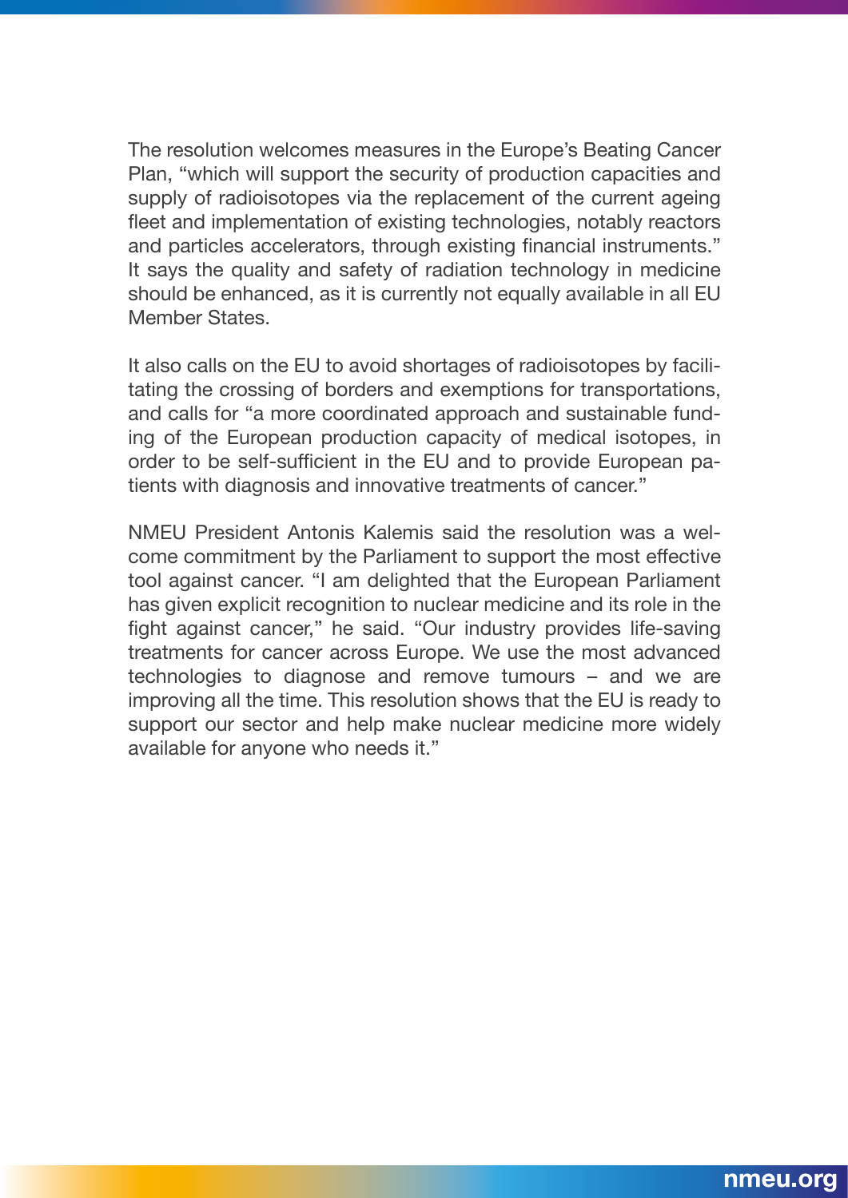The resolution welcomes measures in the Europe's Beating Cancer Plan, "which will support the security of production capacities and supply of radioisotopes via the replacement of the current ageing fleet and implementation of existing technologies, notably reactors and particles accelerators, through existing financial instruments." It says the quality and safety of radiation technology in medicine should be enhanced, as it is currently not equally available in all EU Member States.

It also calls on the EU to avoid shortages of radioisotopes by facilitating the crossing of borders and exemptions for transportations, and calls for "a more coordinated approach and sustainable funding of the European production capacity of medical isotopes, in order to be self-sufficient in the EU and to provide European patients with diagnosis and innovative treatments of cancer."

NMEU President Antonis Kalemis said the resolution was a welcome commitment by the Parliament to support the most effective tool against cancer. "I am delighted that the European Parliament has given explicit recognition to nuclear medicine and its role in the fight against cancer," he said. "Our industry provides life-saving treatments for cancer across Europe. We use the most advanced technologies to diagnose and remove tumours – and we are improving all the time. This resolution shows that the EU is ready to support our sector and help make nuclear medicine more widely available for anyone who needs it."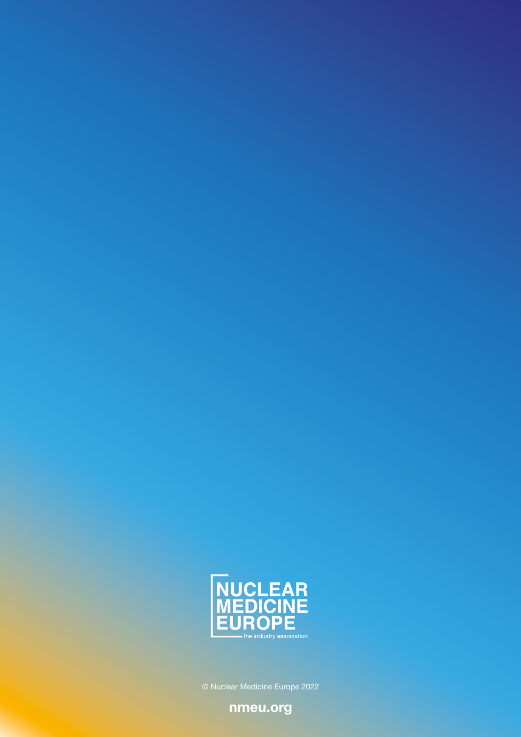NUCLEAR MEDICINE EUROPE

the industry association

© Nuclear Medicine Europe 2022

**nmeu.org**